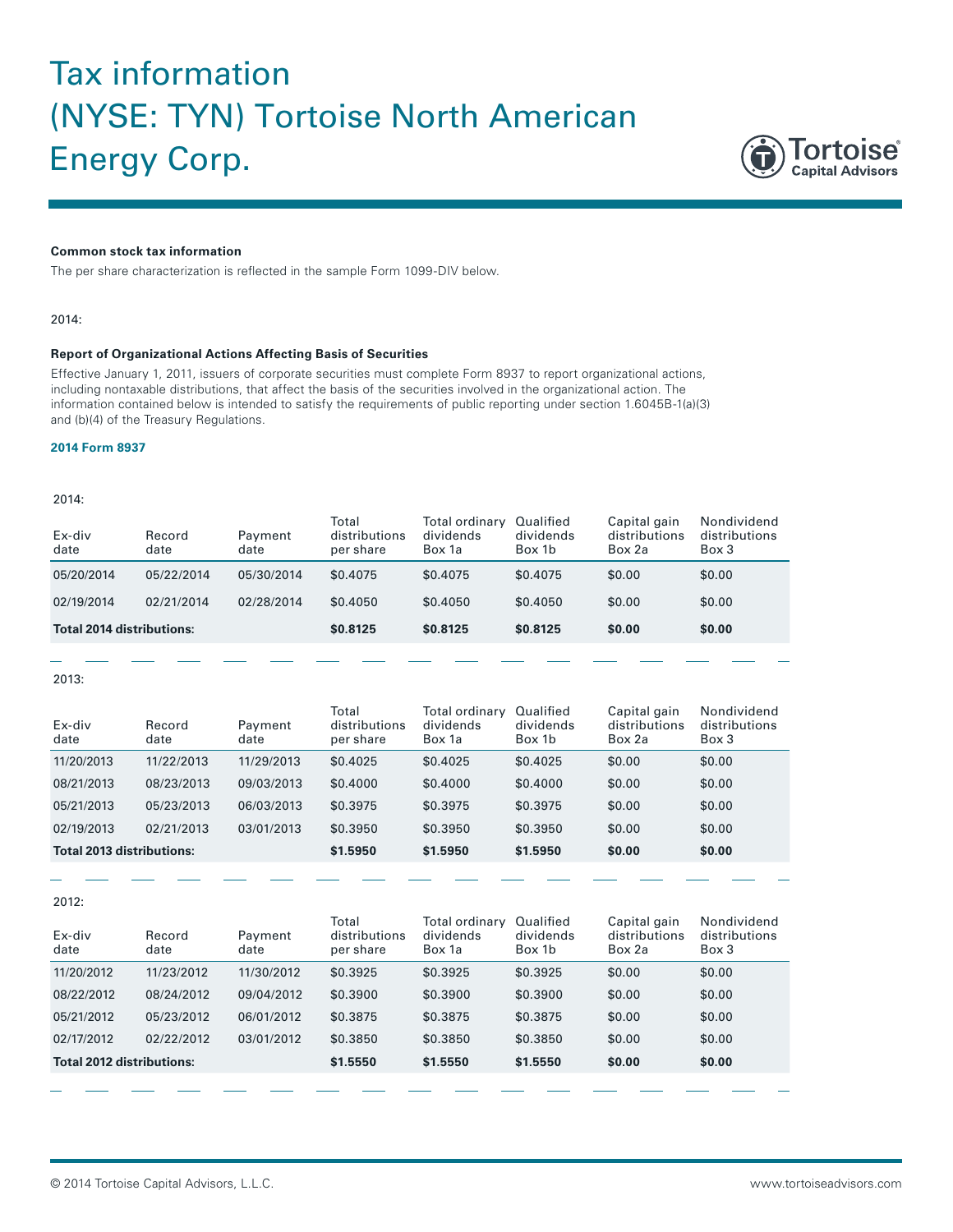# Tax information (NYSE: TYN) Tortoise North American Energy Corp.

**Common stock tax information**

The per share characterization is reflected in the sample Form 1099-DIV below.

2014:

**Report of Organizational Actions Affecting Basis of Securities**

Effective January 1, 2011, issuers of corporate securities must complete Form 8937 to report organizational actions, including nontaxable distributions, that affect the basis of the securities involved in the organizational action. The information contained below is intended to satisfy the requirements of public reporting under section 1.6045B-1(a)(3) and (b)(4) of the Treasury Regulations.

**2014 Form 8937**

2014:

| Ex-div date | Record date | Payment date | Total distributions per share | Total ordinary dividends Box 1a | Qualified dividends Box 1b | Capital gain distributions Box 2a | Nondividend distributions Box 3 |
|---|---|---|---|---|---|---|---|
| 05/20/2014 | 05/22/2014 | 05/30/2014 | $0.4075 | $0.4075 | $0.4075 | $0.00 | $0.00 |
| 02/19/2014 | 02/21/2014 | 02/28/2014 | $0.4050 | $0.4050 | $0.4050 | $0.00 | $0.00 |
| **Total 2014 distributions:** | | | **$0.8125** | **$0.8125** | **$0.8125** | **$0.00** | **$0.00** |

2013:

| Ex-div date | Record date | Payment date | Total distributions per share | Total ordinary dividends Box 1a | Qualified dividends Box 1b | Capital gain distributions Box 2a | Nondividend distributions Box 3 |
|---|---|---|---|---|---|---|---|
| 11/20/2013 | 11/22/2013 | 11/29/2013 | $0.4025 | $0.4025 | $0.4025 | $0.00 | $0.00 |
| 08/21/2013 | 08/23/2013 | 09/03/2013 | $0.4000 | $0.4000 | $0.4000 | $0.00 | $0.00 |
| 05/21/2013 | 05/23/2013 | 06/03/2013 | $0.3975 | $0.3975 | $0.3975 | $0.00 | $0.00 |
| 02/19/2013 | 02/21/2013 | 03/01/2013 | $0.3950 | $0.3950 | $0.3950 | $0.00 | $0.00 |
| **Total 2013 distributions:** | | | **$1.5950** | **$1.5950** | **$1.5950** | **$0.00** | **$0.00** |

2012:

| Ex-div date | Record date | Payment date | Total distributions per share | Total ordinary dividends Box 1a | Qualified dividends Box 1b | Capital gain distributions Box 2a | Nondividend distributions Box 3 |
|---|---|---|---|---|---|---|---|
| 11/20/2012 | 11/23/2012 | 11/30/2012 | $0.3925 | $0.3925 | $0.3925 | $0.00 | $0.00 |
| 08/22/2012 | 08/24/2012 | 09/04/2012 | $0.3900 | $0.3900 | $0.3900 | $0.00 | $0.00 |
| 05/21/2012 | 05/23/2012 | 06/01/2012 | $0.3875 | $0.3875 | $0.3875 | $0.00 | $0.00 |
| 02/17/2012 | 02/22/2012 | 03/01/2012 | $0.3850 | $0.3850 | $0.3850 | $0.00 | $0.00 |
| **Total 2012 distributions:** | | | **$1.5550** | **$1.5550** | **$1.5550** | **$0.00** | **$0.00** |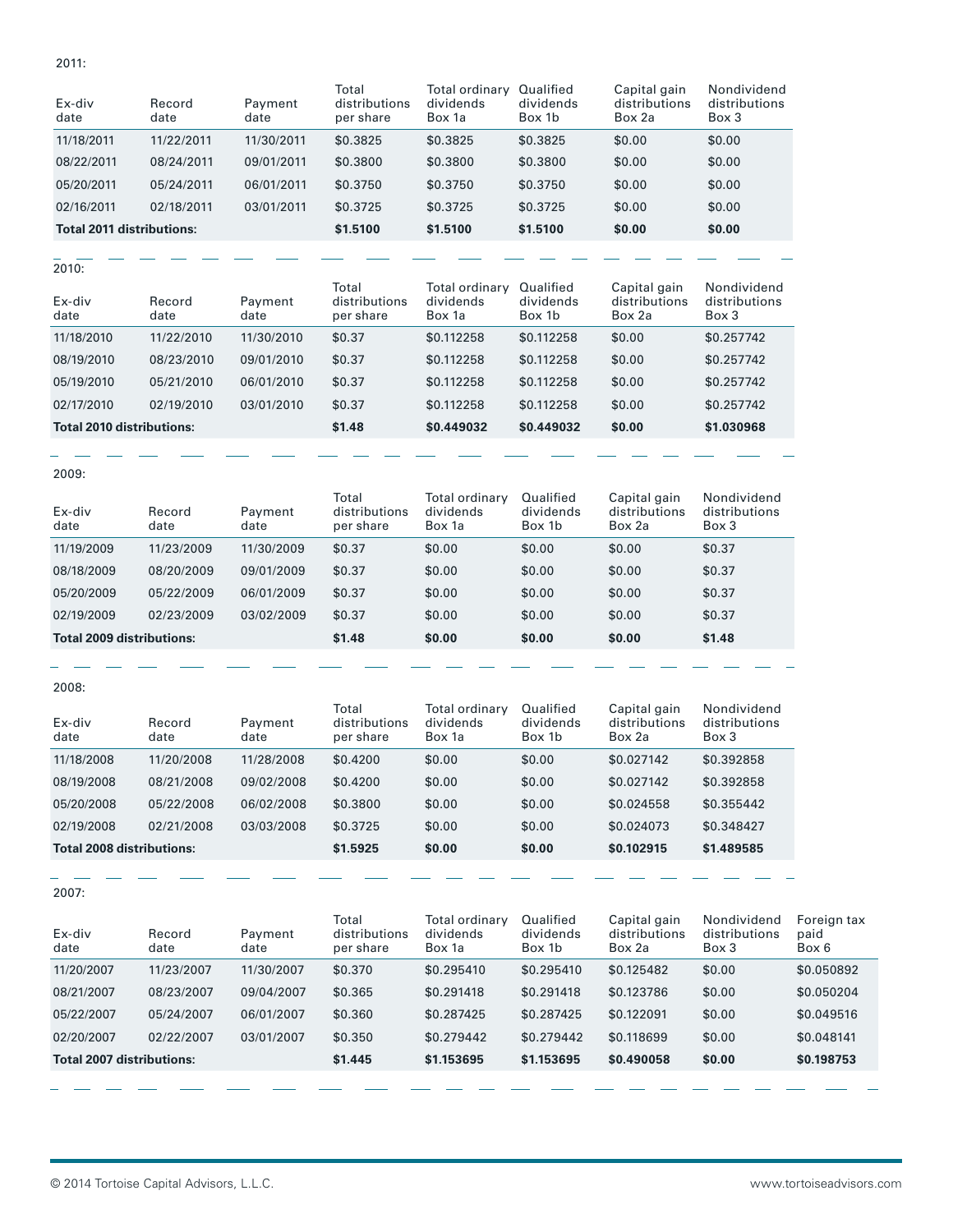2011:

| Ex-div date | Record date | Payment date | Total distributions per share | Total ordinary dividends Box 1a | Qualified dividends Box 1b | Capital gain distributions Box 2a | Nondividend distributions Box 3 |
|---|---|---|---|---|---|---|---|
| 11/18/2011 | 11/22/2011 | 11/30/2011 | $0.3825 | $0.3825 | $0.3825 | $0.00 | $0.00 |
| 08/22/2011 | 08/24/2011 | 09/01/2011 | $0.3800 | $0.3800 | $0.3800 | $0.00 | $0.00 |
| 05/20/2011 | 05/24/2011 | 06/01/2011 | $0.3750 | $0.3750 | $0.3750 | $0.00 | $0.00 |
| 02/16/2011 | 02/18/2011 | 03/01/2011 | $0.3725 | $0.3725 | $0.3725 | $0.00 | $0.00 |
| **Total 2011 distributions:** | | | **$1.5100** | **$1.5100** | **$1.5100** | **$0.00** | **$0.00** |

2010:

| Ex-div date | Record date | Payment date | Total distributions per share | Total ordinary dividends Box 1a | Qualified dividends Box 1b | Capital gain distributions Box 2a | Nondividend distributions Box 3 |
|---|---|---|---|---|---|---|---|
| 11/18/2010 | 11/22/2010 | 11/30/2010 | $0.37 | $0.112258 | $0.112258 | $0.00 | $0.257742 |
| 08/19/2010 | 08/23/2010 | 09/01/2010 | $0.37 | $0.112258 | $0.112258 | $0.00 | $0.257742 |
| 05/19/2010 | 05/21/2010 | 06/01/2010 | $0.37 | $0.112258 | $0.112258 | $0.00 | $0.257742 |
| 02/17/2010 | 02/19/2010 | 03/01/2010 | $0.37 | $0.112258 | $0.112258 | $0.00 | $0.257742 |
| **Total 2010 distributions:** | | | **$1.48** | **$0.449032** | **$0.449032** | **$0.00** | **$1.030968** |

2009:

| Ex-div date | Record date | Payment date | Total distributions per share | Total ordinary dividends Box 1a | Qualified dividends Box 1b | Capital gain distributions Box 2a | Nondividend distributions Box 3 |
|---|---|---|---|---|---|---|---|
| 11/19/2009 | 11/23/2009 | 11/30/2009 | $0.37 | $0.00 | $0.00 | $0.00 | $0.37 |
| 08/18/2009 | 08/20/2009 | 09/01/2009 | $0.37 | $0.00 | $0.00 | $0.00 | $0.37 |
| 05/20/2009 | 05/22/2009 | 06/01/2009 | $0.37 | $0.00 | $0.00 | $0.00 | $0.37 |
| 02/19/2009 | 02/23/2009 | 03/02/2009 | $0.37 | $0.00 | $0.00 | $0.00 | $0.37 |
| **Total 2009 distributions:** | | | **$1.48** | **$0.00** | **$0.00** | **$0.00** | **$1.48** |

2008:

| Ex-div date | Record date | Payment date | Total distributions per share | Total ordinary dividends Box 1a | Qualified dividends Box 1b | Capital gain distributions Box 2a | Nondividend distributions Box 3 |
|---|---|---|---|---|---|---|---|
| 11/18/2008 | 11/20/2008 | 11/28/2008 | $0.4200 | $0.00 | $0.00 | $0.027142 | $0.392858 |
| 08/19/2008 | 08/21/2008 | 09/02/2008 | $0.4200 | $0.00 | $0.00 | $0.027142 | $0.392858 |
| 05/20/2008 | 05/22/2008 | 06/02/2008 | $0.3800 | $0.00 | $0.00 | $0.024558 | $0.355442 |
| 02/19/2008 | 02/21/2008 | 03/03/2008 | $0.3725 | $0.00 | $0.00 | $0.024073 | $0.348427 |
| **Total 2008 distributions:** | | | **$1.5925** | **$0.00** | **$0.00** | **$0.102915** | **$1.489585** |

2007:

| Ex-div date | Record date | Payment date | Total distributions per share | Total ordinary dividends Box 1a | Qualified dividends Box 1b | Capital gain distributions Box 2a | Nondividend distributions Box 3 | Foreign tax paid Box 6 |
|---|---|---|---|---|---|---|---|---|
| 11/20/2007 | 11/23/2007 | 11/30/2007 | $0.370 | $0.295410 | $0.295410 | $0.125482 | $0.00 | $0.050892 |
| 08/21/2007 | 08/23/2007 | 09/04/2007 | $0.365 | $0.291418 | $0.291418 | $0.123786 | $0.00 | $0.050204 |
| 05/22/2007 | 05/24/2007 | 06/01/2007 | $0.360 | $0.287425 | $0.287425 | $0.122091 | $0.00 | $0.049516 |
| 02/20/2007 | 02/22/2007 | 03/01/2007 | $0.350 | $0.279442 | $0.279442 | $0.118699 | $0.00 | $0.048141 |
| **Total 2007 distributions:** | | | **$1.445** | **$1.153695** | **$1.153695** | **$0.490058** | **$0.00** | **$0.198753** |

© 2014 Tortoise Capital Advisors, L.L.C. www.tortoiseadvisors.com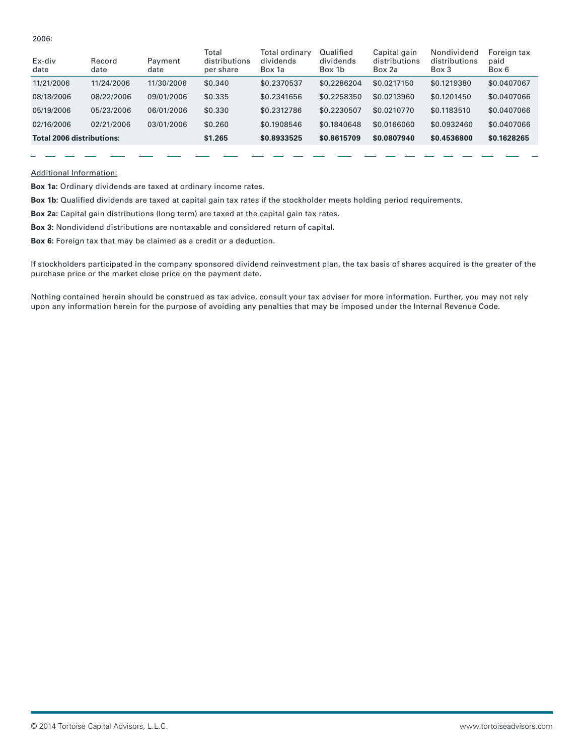2006:

| Ex-div date | Record date | Payment date | Total distributions per share | Total ordinary dividends Box 1a | Qualified dividends Box 1b | Capital gain distributions Box 2a | Nondividend distributions Box 3 | Foreign tax paid Box 6 |
|---|---|---|---|---|---|---|---|---|
| 11/21/2006 | 11/24/2006 | 11/30/2006 | $0.340 | $0.2370537 | $0.2286204 | $0.0217150 | $0.1219380 | $0.0407067 |
| 08/18/2006 | 08/22/2006 | 09/01/2006 | $0.335 | $0.2341656 | $0.2258350 | $0.0213960 | $0.1201450 | $0.0407066 |
| 05/19/2006 | 05/23/2006 | 06/01/2006 | $0.330 | $0.2312786 | $0.2230507 | $0.0210770 | $0.1183510 | $0.0407066 |
| 02/16/2006 | 02/21/2006 | 03/01/2006 | $0.260 | $0.1908546 | $0.1840648 | $0.0166060 | $0.0932460 | $0.0407066 |
| **Total 2006 distributions:** | | | **$1.265** | **$0.8933525** | **$0.8615709** | **$0.0807940** | **$0.4536800** | **$0.1628265** |

Additional Information:

**Box 1a:** Ordinary dividends are taxed at ordinary income rates.

**Box 1b:** Qualified dividends are taxed at capital gain tax rates if the stockholder meets holding period requirements.

**Box 2a:** Capital gain distributions (long term) are taxed at the capital gain tax rates.

**Box 3:** Nondividend distributions are nontaxable and considered return of capital.

**Box 6:** Foreign tax that may be claimed as a credit or a deduction.

If stockholders participated in the company sponsored dividend reinvestment plan, the tax basis of shares acquired is the greater of the purchase price or the market close price on the payment date.

Nothing contained herein should be construed as tax advice, consult your tax adviser for more information. Further, you may not rely upon any information herein for the purpose of avoiding any penalties that may be imposed under the Internal Revenue Code.

© 2014 Tortoise Capital Advisors, L.L.C. www.tortoiseadvisors.com